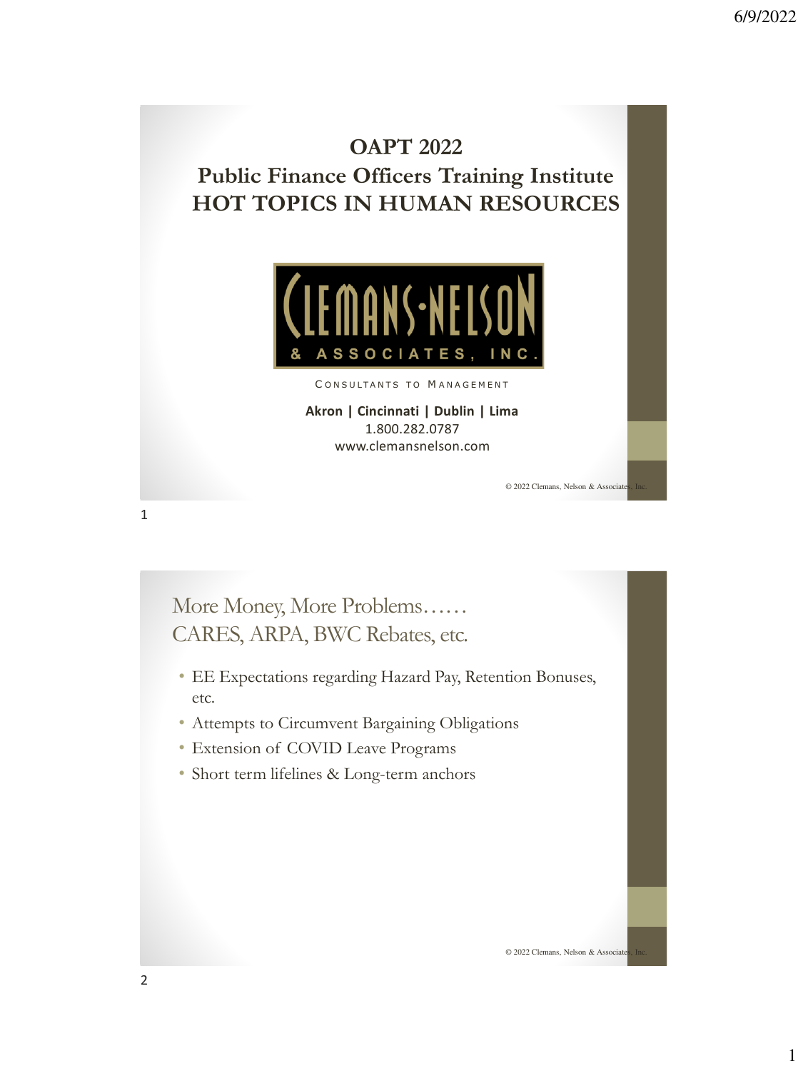# OAPT 2022

## Public Finance Officers Training Institute

## HOT TOPICS IN HUMAN RESOURCES

CLEMANS-NELSON & ASSOCIATES, INC.

CONSULTANTS TO MANAGEMENT

**Akron | Cincinnati | Dublin | Lima**

1.800.282.0787

www.clemansnelson.com

© 2022 Clemans, Nelson & Associates, Inc.

## More Money, More Problems……
## CARES, ARPA, BWC Rebates, etc.

- EE Expectations regarding Hazard Pay, Retention Bonuses, etc.
- Attempts to Circumvent Bargaining Obligations
- Extension of COVID Leave Programs
- Short term lifelines & Long-term anchors

© 2022 Clemans, Nelson & Associates, Inc.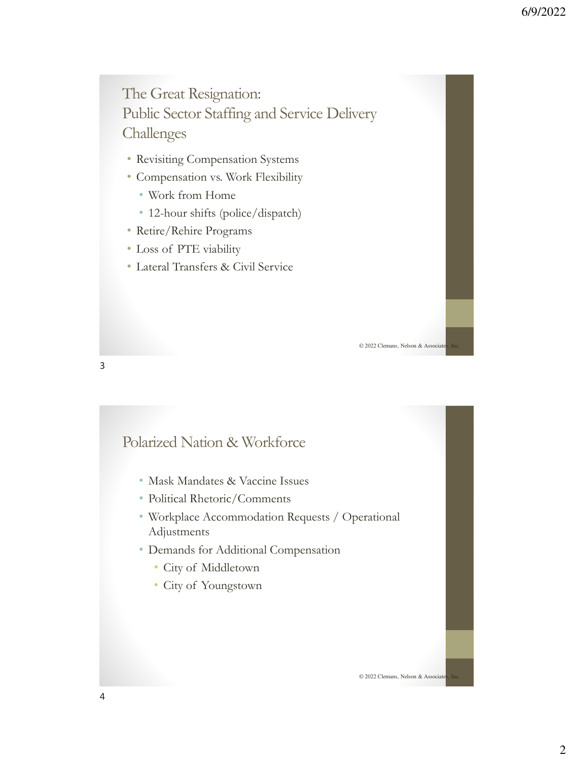## The Great Resignation: Public Sector Staffing and Service Delivery Challenges

- Revisiting Compensation Systems
- Compensation vs. Work Flexibility
  - Work from Home
  - 12-hour shifts (police/dispatch)
- Retire/Rehire Programs
- Loss of PTE viability
- Lateral Transfers & Civil Service

© 2022 Clemans, Nelson & Associates, Inc.

## Polarized Nation & Workforce

- Mask Mandates & Vaccine Issues
- Political Rhetoric/Comments
- Workplace Accommodation Requests / Operational Adjustments
- Demands for Additional Compensation
  - City of Middletown
  - City of Youngstown

© 2022 Clemans, Nelson & Associates, Inc.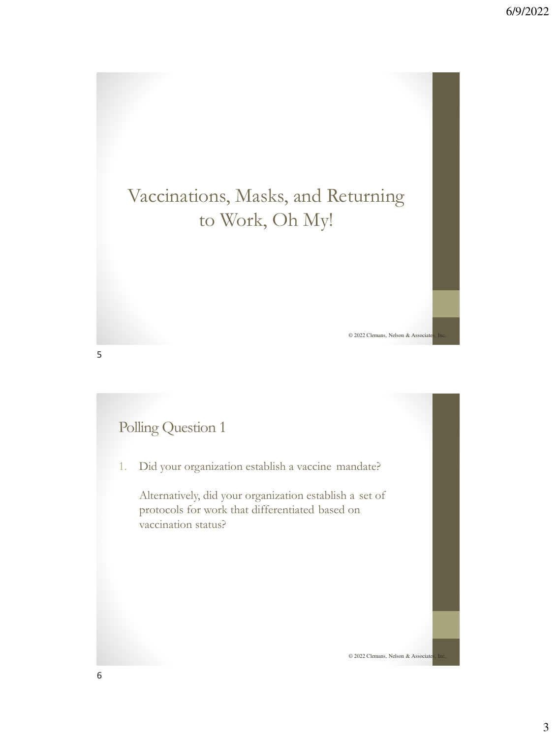# Vaccinations, Masks, and Returning to Work, Oh My!

© 2022 Clemans, Nelson & Associates, Inc.

## Polling Question 1

1. Did your organization establish a vaccine mandate?

   Alternatively, did your organization establish a set of protocols for work that differentiated based on vaccination status?

© 2022 Clemans, Nelson & Associates, Inc.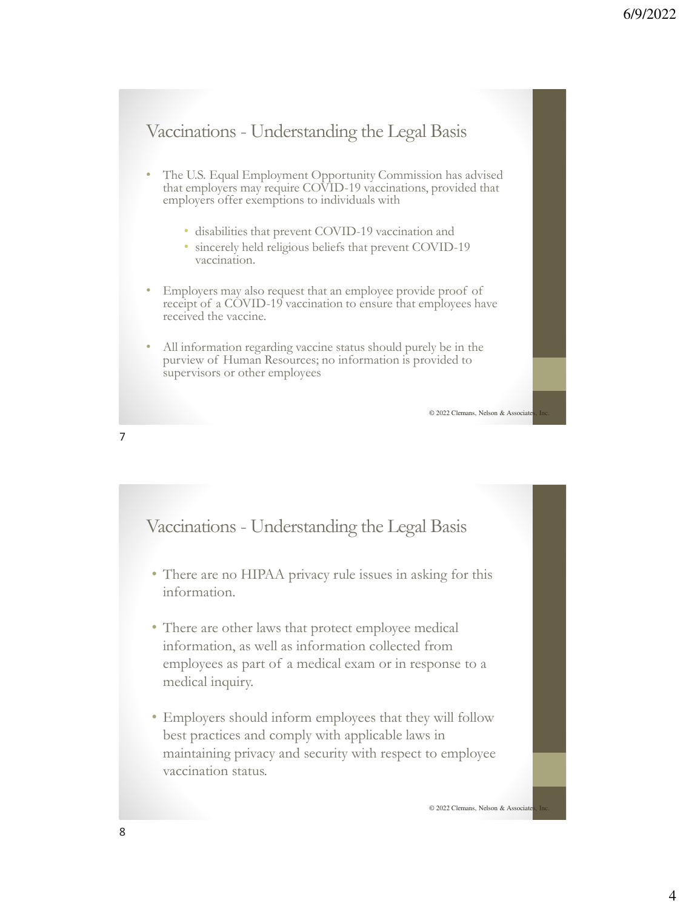## Vaccinations - Understanding the Legal Basis

- The U.S. Equal Employment Opportunity Commission has advised that employers may require COVID-19 vaccinations, provided that employers offer exemptions to individuals with
  - disabilities that prevent COVID-19 vaccination and
  - sincerely held religious beliefs that prevent COVID-19 vaccination.
- Employers may also request that an employee provide proof of receipt of a COVID-19 vaccination to ensure that employees have received the vaccine.
- All information regarding vaccine status should purely be in the purview of Human Resources; no information is provided to supervisors or other employees

© 2022 Clemans, Nelson & Associates, Inc.

## Vaccinations - Understanding the Legal Basis

- There are no HIPAA privacy rule issues in asking for this information.
- There are other laws that protect employee medical information, as well as information collected from employees as part of a medical exam or in response to a medical inquiry.
- Employers should inform employees that they will follow best practices and comply with applicable laws in maintaining privacy and security with respect to employee vaccination status.

© 2022 Clemans, Nelson & Associates, Inc.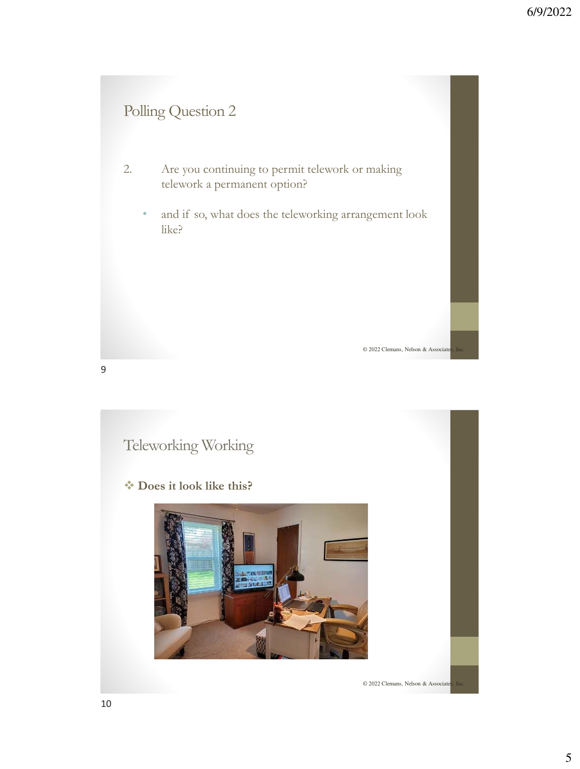## Polling Question 2

2. Are you continuing to permit telework or making telework a permanent option?

   - and if so, what does the teleworking arrangement look like?

© 2022 Clemans, Nelson & Associates, Inc.

## Teleworking Working

❖ **Does it look like this?**

© 2022 Clemans, Nelson & Associates, Inc.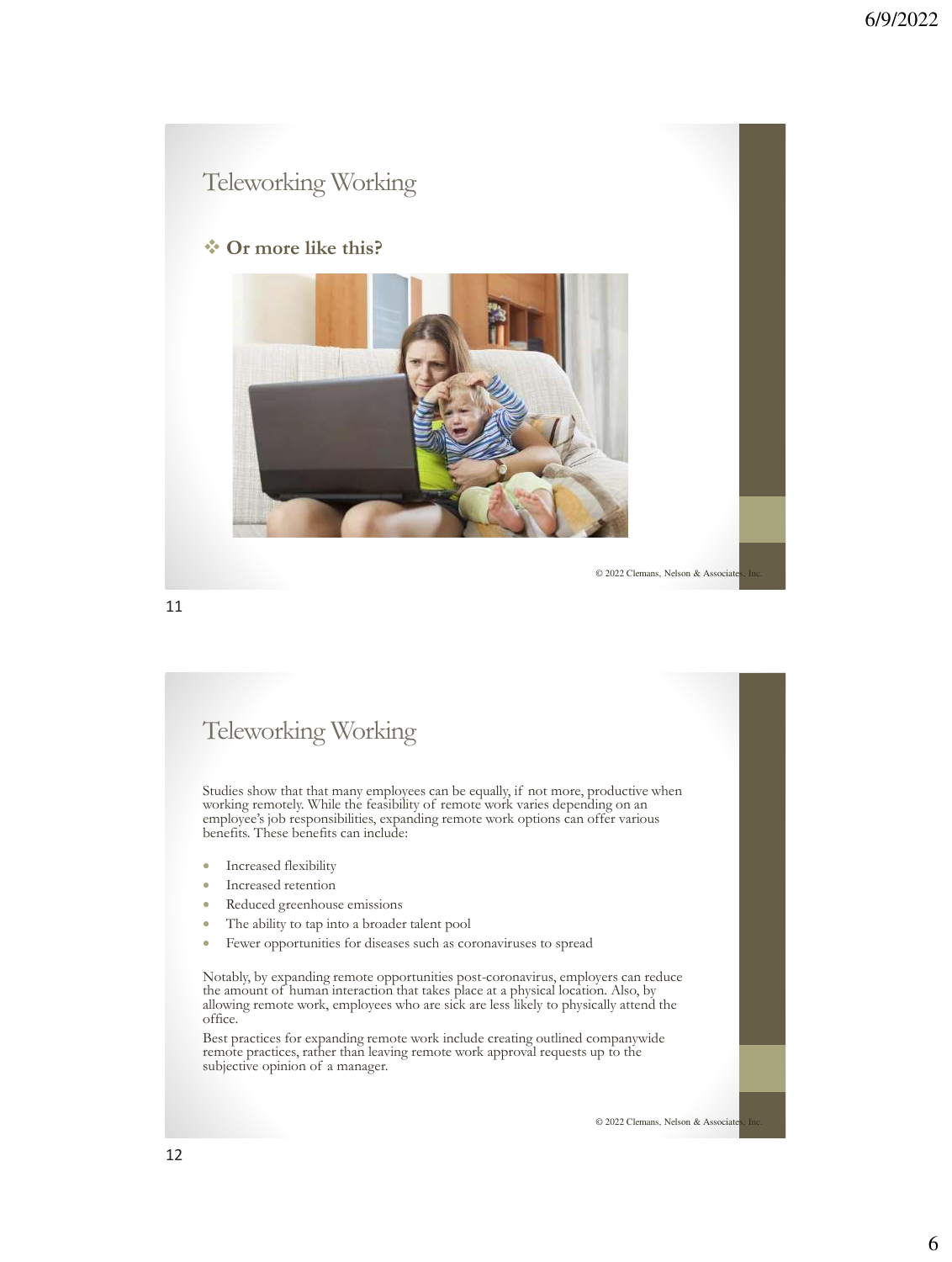## Teleworking Working

- **Or more like this?**

© 2022 Clemans, Nelson & Associates, Inc.

## Teleworking Working

Studies show that that many employees can be equally, if not more, productive when working remotely. While the feasibility of remote work varies depending on an employee's job responsibilities, expanding remote work options can offer various benefits. These benefits can include:

- Increased flexibility
- Increased retention
- Reduced greenhouse emissions
- The ability to tap into a broader talent pool
- Fewer opportunities for diseases such as coronaviruses to spread

Notably, by expanding remote opportunities post-coronavirus, employers can reduce the amount of human interaction that takes place at a physical location. Also, by allowing remote work, employees who are sick are less likely to physically attend the office.

Best practices for expanding remote work include creating outlined companywide remote practices, rather than leaving remote work approval requests up to the subjective opinion of a manager.

© 2022 Clemans, Nelson & Associates, Inc.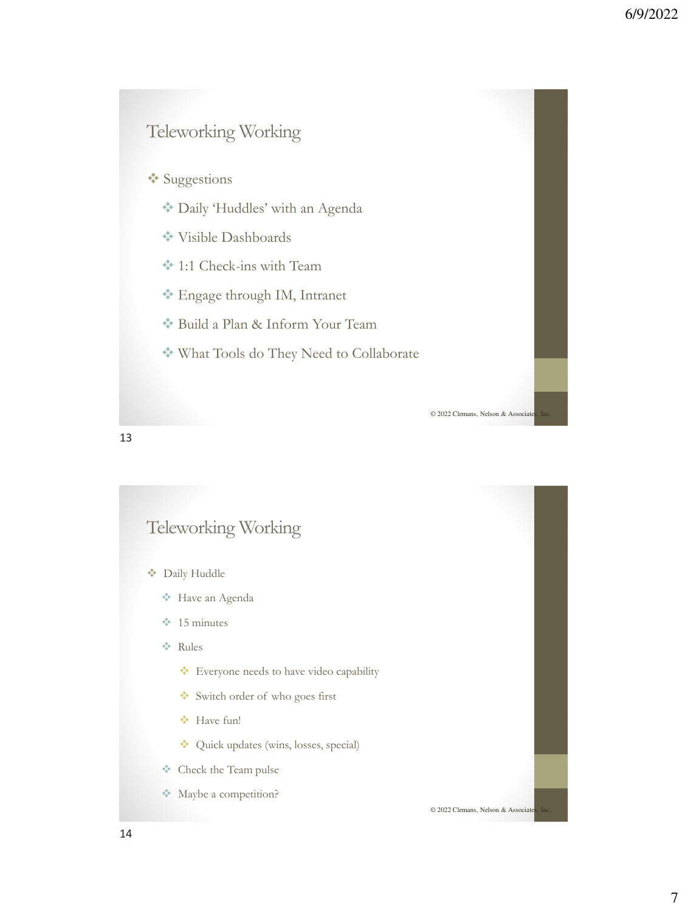## Teleworking Working

- Suggestions
  - Daily 'Huddles' with an Agenda
  - Visible Dashboards
  - 1:1 Check-ins with Team
  - Engage through IM, Intranet
  - Build a Plan & Inform Your Team
  - What Tools do They Need to Collaborate

© 2022 Clemans, Nelson & Associates, Inc.

## Teleworking Working

- Daily Huddle
  - Have an Agenda
  - 15 minutes
  - Rules
    - Everyone needs to have video capability
    - Switch order of who goes first
    - Have fun!
    - Quick updates (wins, losses, special)
  - Check the Team pulse
  - Maybe a competition?

© 2022 Clemans, Nelson & Associates, Inc.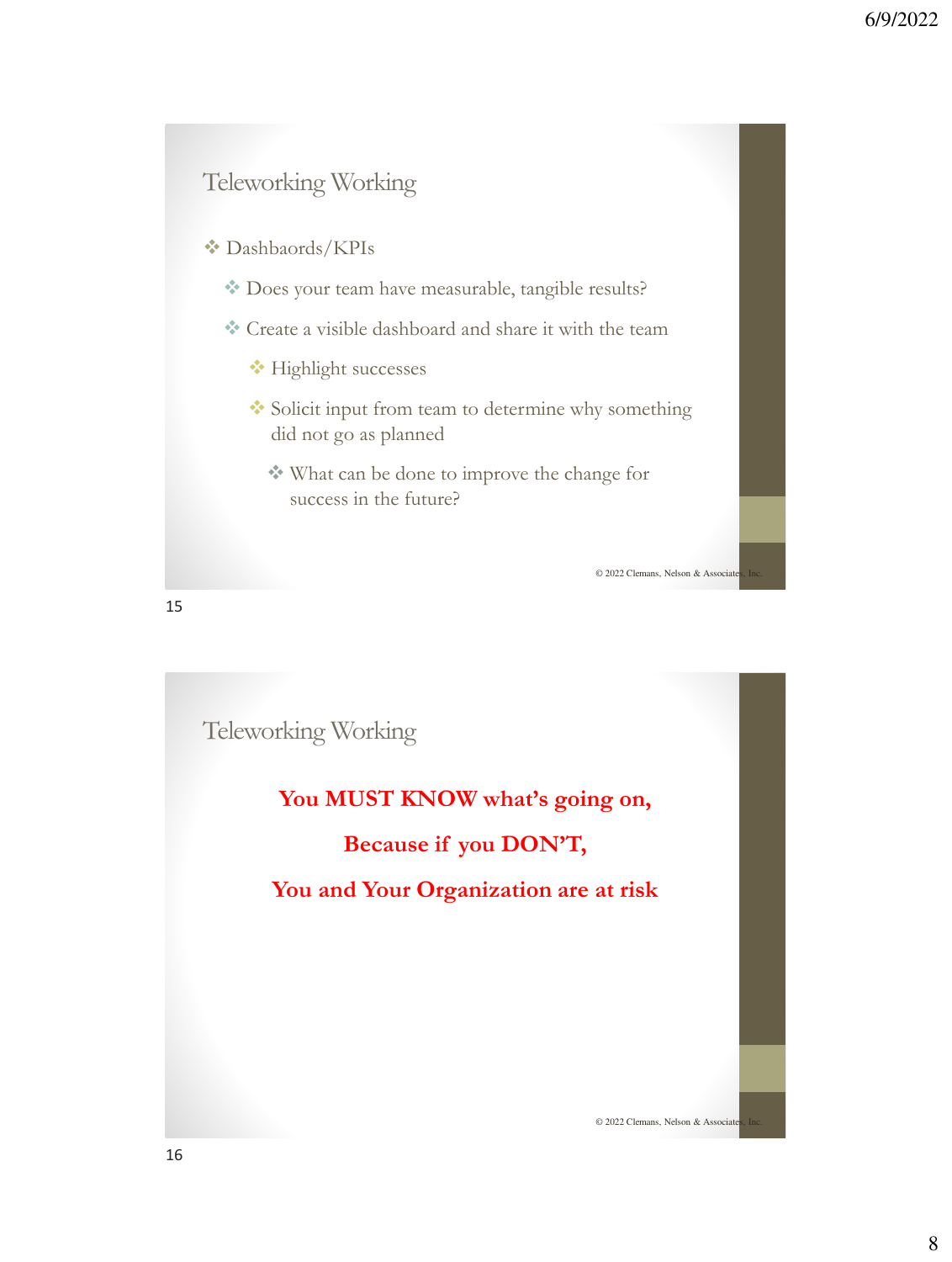## Teleworking Working

- Dashbaords/KPIs
  - Does your team have measurable, tangible results?
  - Create a visible dashboard and share it with the team
    - Highlight successes
    - Solicit input from team to determine why something did not go as planned
      - What can be done to improve the change for success in the future?

© 2022 Clemans, Nelson & Associates, Inc.

## Teleworking Working

**You MUST KNOW what's going on,**

**Because if you DON'T,**

**You and Your Organization are at risk**

© 2022 Clemans, Nelson & Associates, Inc.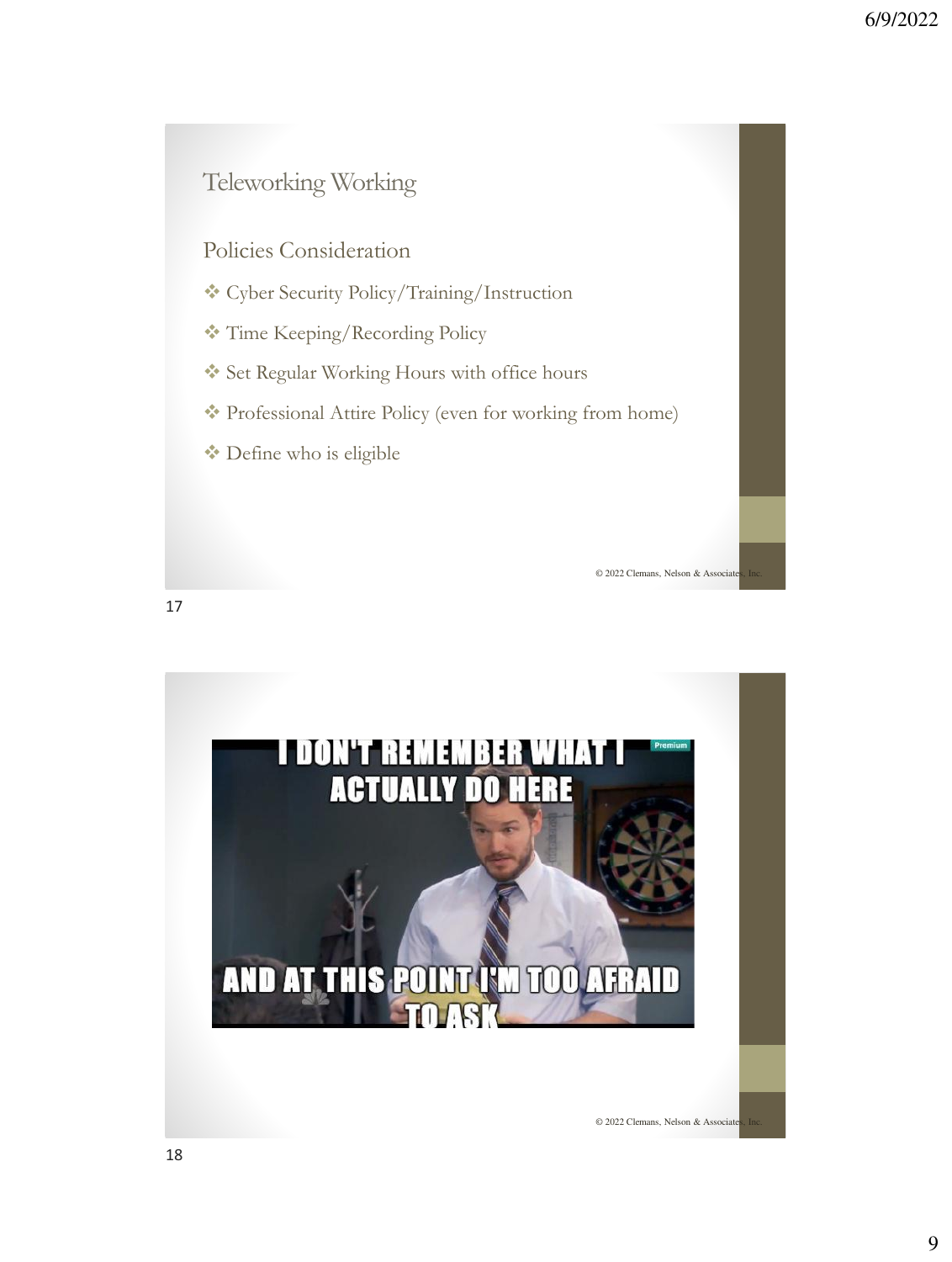## Teleworking Working

### Policies Consideration

- Cyber Security Policy/Training/Instruction
- Time Keeping/Recording Policy
- Set Regular Working Hours with office hours
- Professional Attire Policy (even for working from home)
- Define who is eligible

© 2022 Clemans, Nelson & Associates, Inc.

I DON'T REMEMBER WHAT I ACTUALLY DO HERE

AND AT THIS POINT I'M TOO AFRAID TO ASK

© 2022 Clemans, Nelson & Associates, Inc.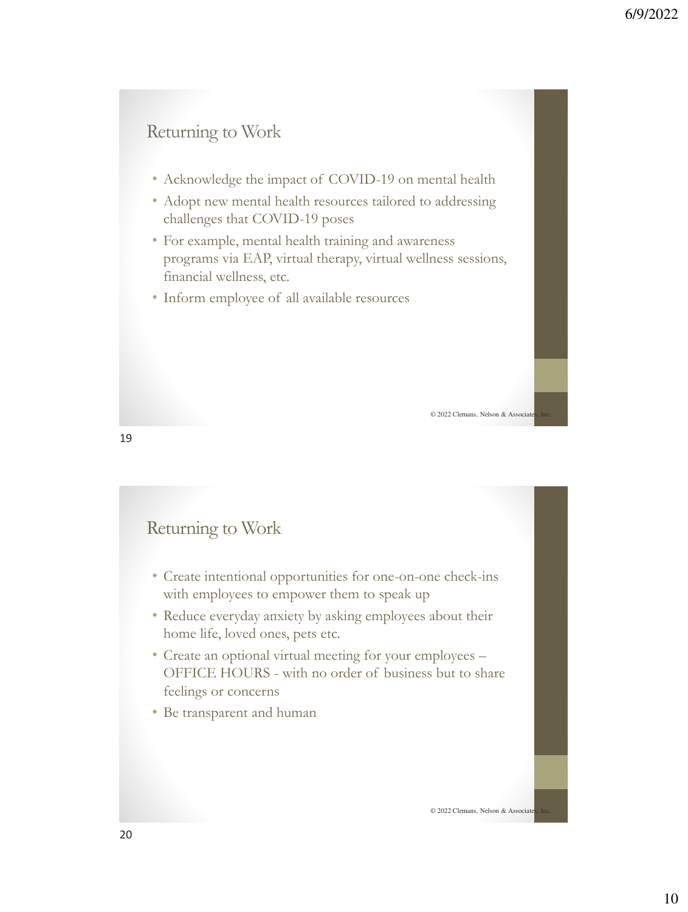## Returning to Work

- Acknowledge the impact of COVID-19 on mental health
- Adopt new mental health resources tailored to addressing challenges that COVID-19 poses
- For example, mental health training and awareness programs via EAP, virtual therapy, virtual wellness sessions, financial wellness, etc.
- Inform employee of all available resources

© 2022 Clemans, Nelson & Associates, Inc.

## Returning to Work

- Create intentional opportunities for one-on-one check-ins with employees to empower them to speak up
- Reduce everyday anxiety by asking employees about their home life, loved ones, pets etc.
- Create an optional virtual meeting for your employees – OFFICE HOURS - with no order of business but to share feelings or concerns
- Be transparent and human

© 2022 Clemans, Nelson & Associates, Inc.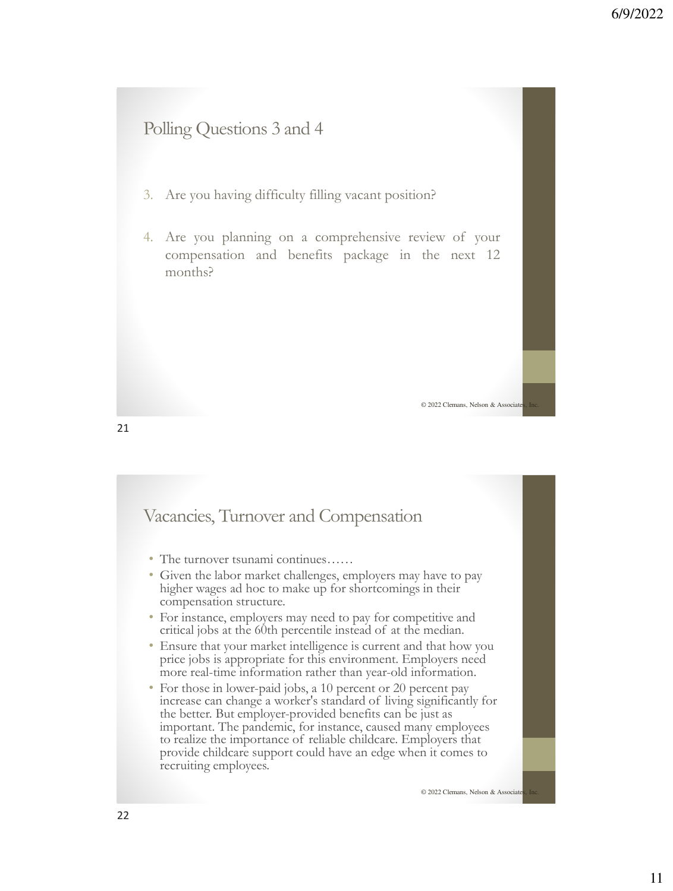## Polling Questions 3 and 4

3. Are you having difficulty filling vacant position?
4. Are you planning on a comprehensive review of your compensation and benefits package in the next 12 months?

© 2022 Clemans, Nelson & Associates, Inc.

## Vacancies, Turnover and Compensation

- The turnover tsunami continues……
- Given the labor market challenges, employers may have to pay higher wages ad hoc to make up for shortcomings in their compensation structure.
- For instance, employers may need to pay for competitive and critical jobs at the 60th percentile instead of at the median.
- Ensure that your market intelligence is current and that how you price jobs is appropriate for this environment. Employers need more real-time information rather than year-old information.
- For those in lower-paid jobs, a 10 percent or 20 percent pay increase can change a worker's standard of living significantly for the better. But employer-provided benefits can be just as important. The pandemic, for instance, caused many employees to realize the importance of reliable childcare. Employers that provide childcare support could have an edge when it comes to recruiting employees.

© 2022 Clemans, Nelson & Associates, Inc.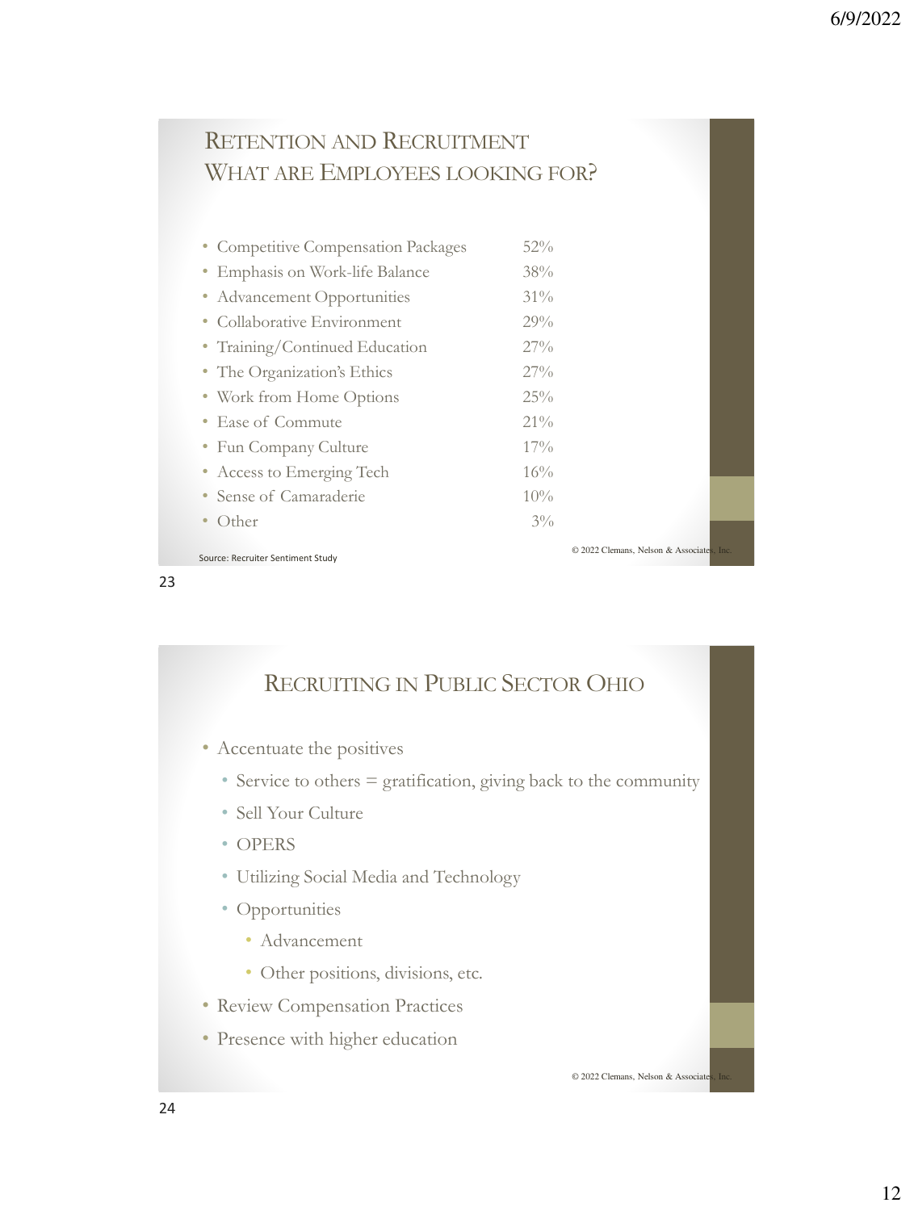## Retention and Recruitment What are Employees looking for?

| | |
|---|---|
| Competitive Compensation Packages | 52% |
| Emphasis on Work-life Balance | 38% |
| Advancement Opportunities | 31% |
| Collaborative Environment | 29% |
| Training/Continued Education | 27% |
| The Organization's Ethics | 27% |
| Work from Home Options | 25% |
| Ease of Commute | 21% |
| Fun Company Culture | 17% |
| Access to Emerging Tech | 16% |
| Sense of Camaraderie | 10% |
| Other | 3% |

Source: Recruiter Sentiment Study

© 2022 Clemans, Nelson & Associates, Inc.

## Recruiting in Public Sector Ohio

- Accentuate the positives
  - Service to others = gratification, giving back to the community
  - Sell Your Culture
  - OPERS
  - Utilizing Social Media and Technology
  - Opportunities
    - Advancement
    - Other positions, divisions, etc.
- Review Compensation Practices
- Presence with higher education

© 2022 Clemans, Nelson & Associates, Inc.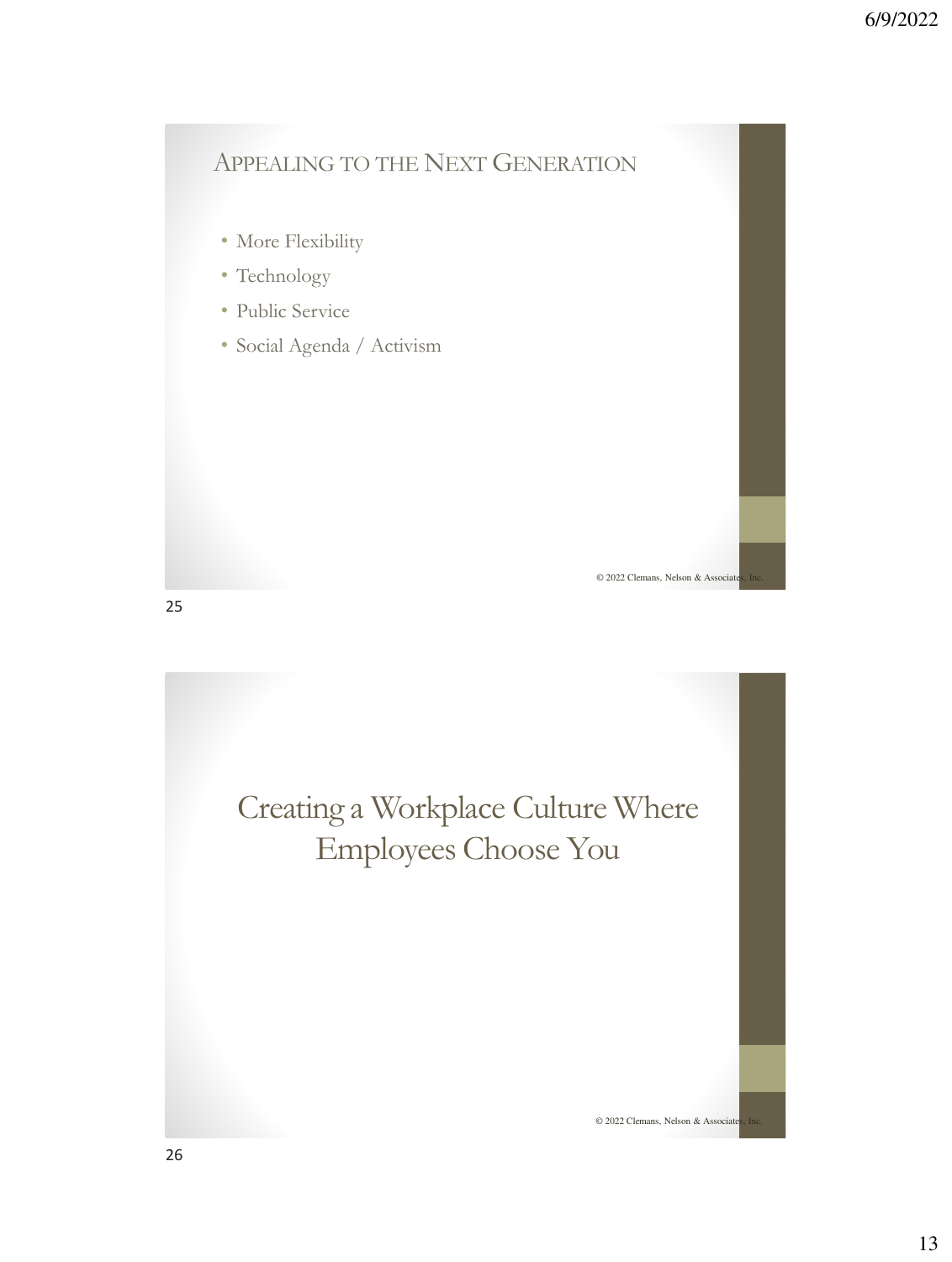## Appealing to the Next Generation

- More Flexibility
- Technology
- Public Service
- Social Agenda / Activism

© 2022 Clemans, Nelson & Associates, Inc.

## Creating a Workplace Culture Where Employees Choose You

© 2022 Clemans, Nelson & Associates, Inc.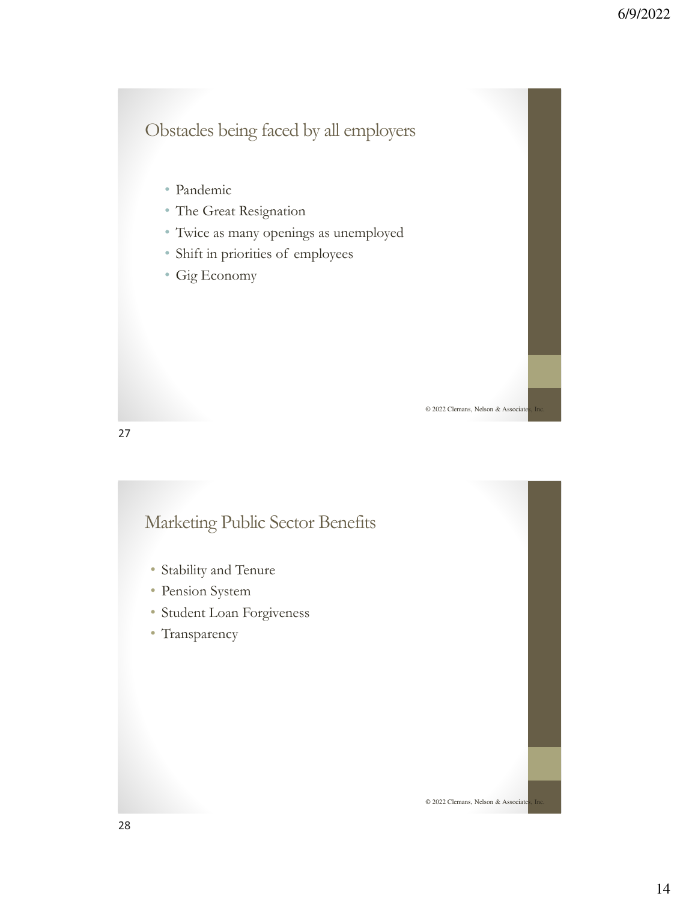## Obstacles being faced by all employers

- Pandemic
- The Great Resignation
- Twice as many openings as unemployed
- Shift in priorities of employees
- Gig Economy

© 2022 Clemans, Nelson & Associates, Inc.

## Marketing Public Sector Benefits

- Stability and Tenure
- Pension System
- Student Loan Forgiveness
- Transparency

© 2022 Clemans, Nelson & Associates, Inc.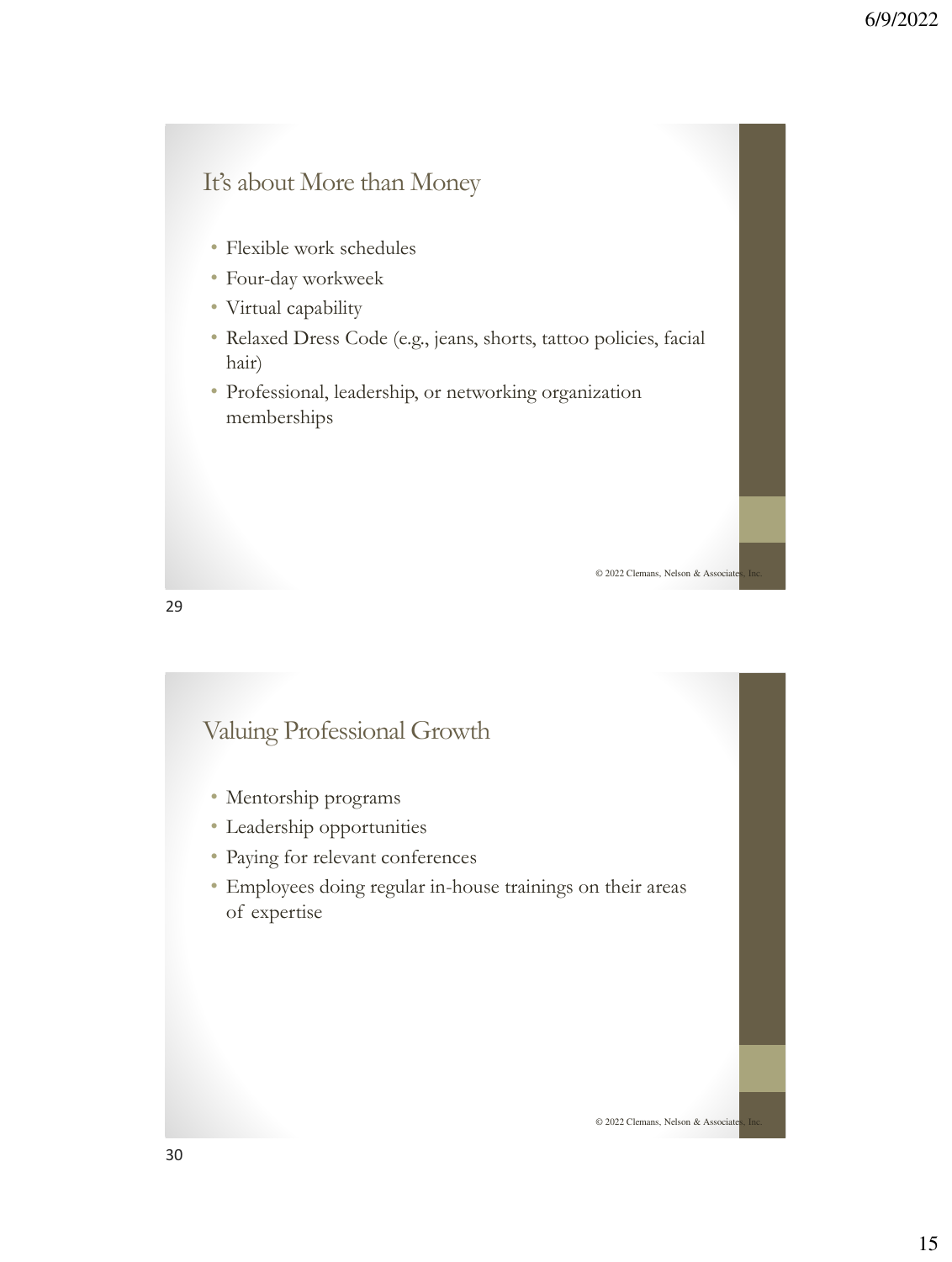## It's about More than Money

- Flexible work schedules
- Four-day workweek
- Virtual capability
- Relaxed Dress Code (e.g., jeans, shorts, tattoo policies, facial hair)
- Professional, leadership, or networking organization memberships

© 2022 Clemans, Nelson & Associates, Inc.

## Valuing Professional Growth

- Mentorship programs
- Leadership opportunities
- Paying for relevant conferences
- Employees doing regular in-house trainings on their areas of expertise

© 2022 Clemans, Nelson & Associates, Inc.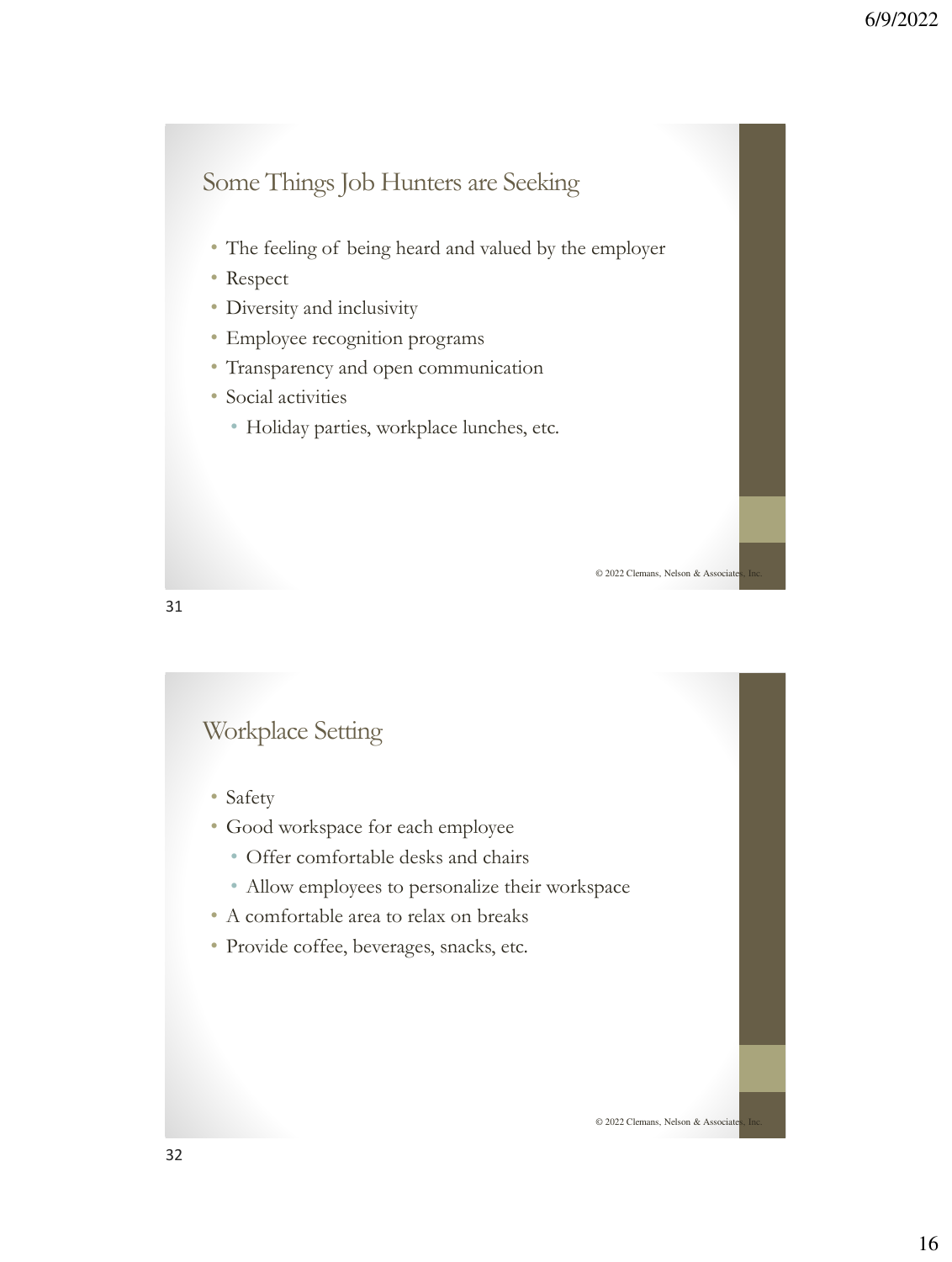## Some Things Job Hunters are Seeking

- The feeling of being heard and valued by the employer
- Respect
- Diversity and inclusivity
- Employee recognition programs
- Transparency and open communication
- Social activities
  - Holiday parties, workplace lunches, etc.

© 2022 Clemans, Nelson & Associates, Inc.

## Workplace Setting

- Safety
- Good workspace for each employee
  - Offer comfortable desks and chairs
  - Allow employees to personalize their workspace
- A comfortable area to relax on breaks
- Provide coffee, beverages, snacks, etc.

© 2022 Clemans, Nelson & Associates, Inc.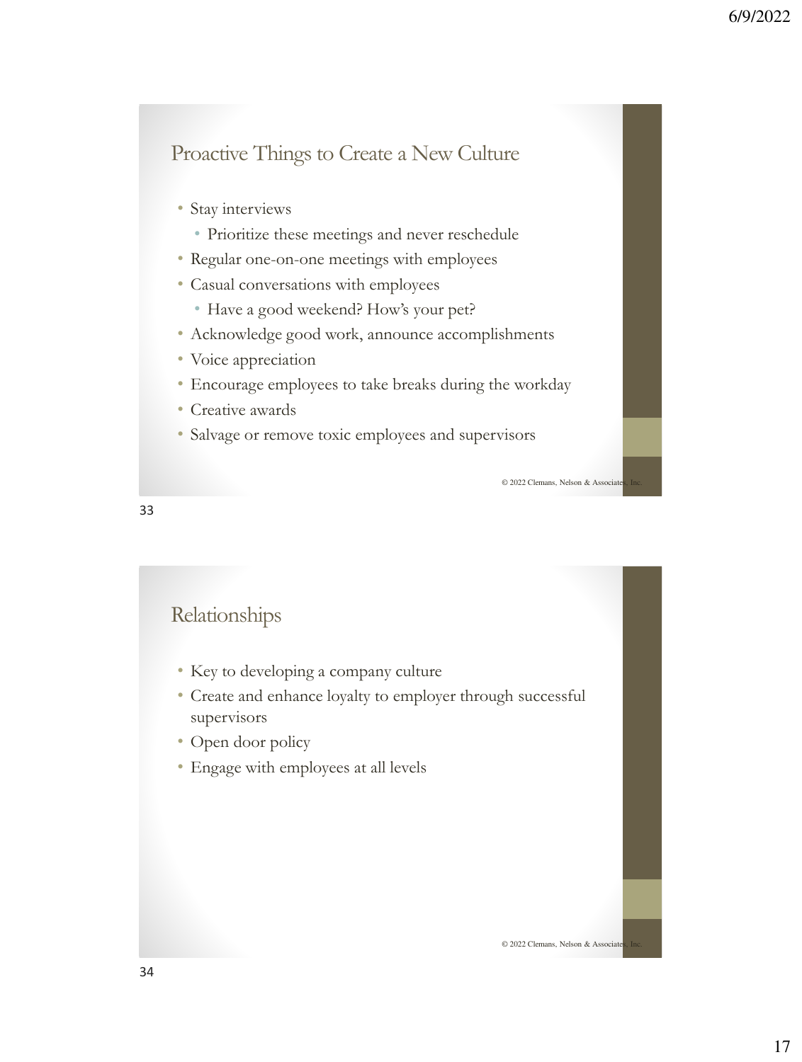## Proactive Things to Create a New Culture

- Stay interviews
  - Prioritize these meetings and never reschedule
- Regular one-on-one meetings with employees
- Casual conversations with employees
  - Have a good weekend? How's your pet?
- Acknowledge good work, announce accomplishments
- Voice appreciation
- Encourage employees to take breaks during the workday
- Creative awards
- Salvage or remove toxic employees and supervisors

© 2022 Clemans, Nelson & Associates, Inc.

## Relationships

- Key to developing a company culture
- Create and enhance loyalty to employer through successful supervisors
- Open door policy
- Engage with employees at all levels

© 2022 Clemans, Nelson & Associates, Inc.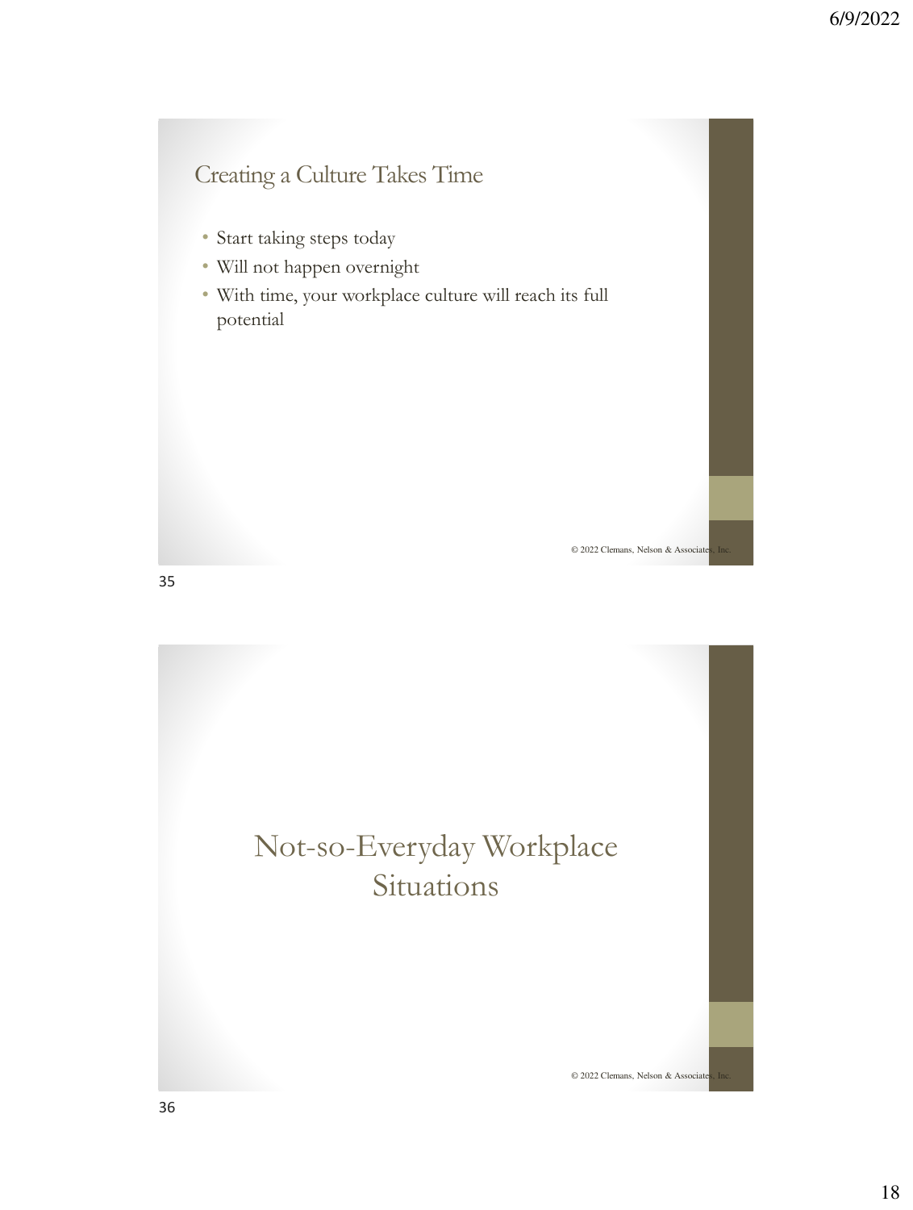## Creating a Culture Takes Time

- Start taking steps today
- Will not happen overnight
- With time, your workplace culture will reach its full potential

© 2022 Clemans, Nelson & Associates, Inc.

## Not-so-Everyday Workplace Situations

© 2022 Clemans, Nelson & Associates, Inc.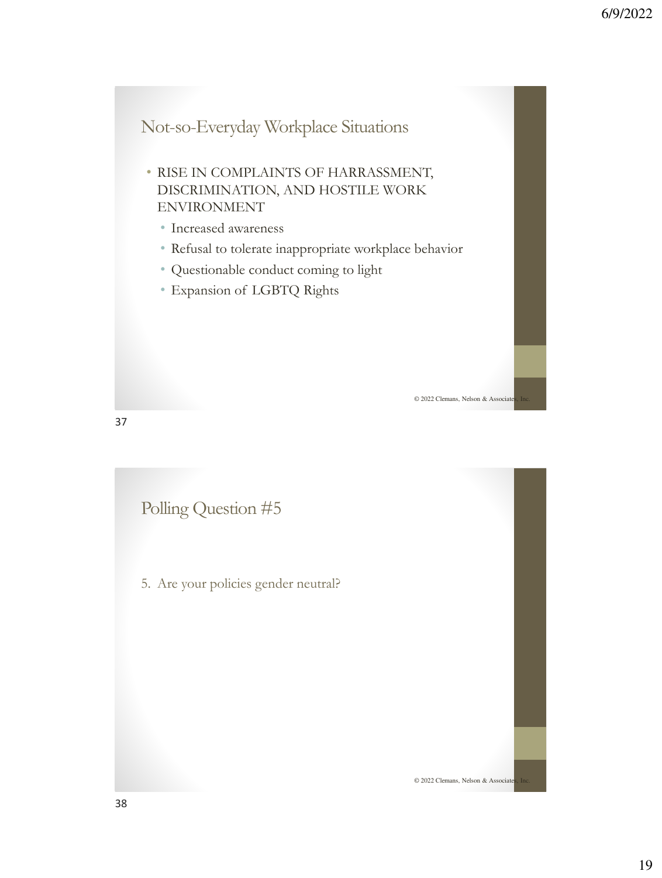## Not-so-Everyday Workplace Situations

- RISE IN COMPLAINTS OF HARRASSMENT, DISCRIMINATION, AND HOSTILE WORK ENVIRONMENT
  - Increased awareness
  - Refusal to tolerate inappropriate workplace behavior
  - Questionable conduct coming to light
  - Expansion of LGBTQ Rights

© 2022 Clemans, Nelson & Associates, Inc.

## Polling Question #5

5. Are your policies gender neutral?

© 2022 Clemans, Nelson & Associates, Inc.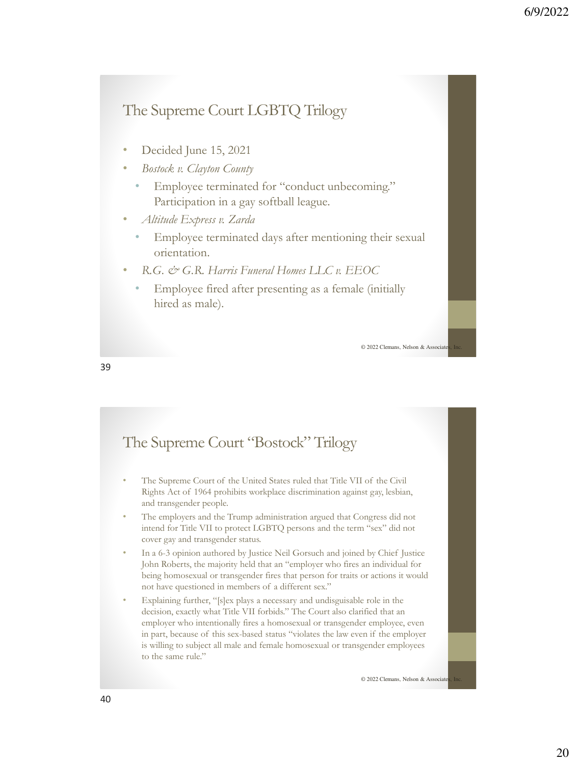## The Supreme Court LGBTQ Trilogy

- Decided June 15, 2021
- *Bostock v. Clayton County*
  - Employee terminated for "conduct unbecoming." Participation in a gay softball league.
- *Altitude Express v. Zarda*
  - Employee terminated days after mentioning their sexual orientation.
- *R.G. & G.R. Harris Funeral Homes LLC v. EEOC*
  - Employee fired after presenting as a female (initially hired as male).

© 2022 Clemans, Nelson & Associates, Inc.

## The Supreme Court "Bostock" Trilogy

- The Supreme Court of the United States ruled that Title VII of the Civil Rights Act of 1964 prohibits workplace discrimination against gay, lesbian, and transgender people.
- The employers and the Trump administration argued that Congress did not intend for Title VII to protect LGBTQ persons and the term "sex" did not cover gay and transgender status.
- In a 6-3 opinion authored by Justice Neil Gorsuch and joined by Chief Justice John Roberts, the majority held that an "employer who fires an individual for being homosexual or transgender fires that person for traits or actions it would not have questioned in members of a different sex."
- Explaining further, "[s]ex plays a necessary and undisguisable role in the decision, exactly what Title VII forbids." The Court also clarified that an employer who intentionally fires a homosexual or transgender employee, even in part, because of this sex-based status "violates the law even if the employer is willing to subject all male and female homosexual or transgender employees to the same rule."

© 2022 Clemans, Nelson & Associates, Inc.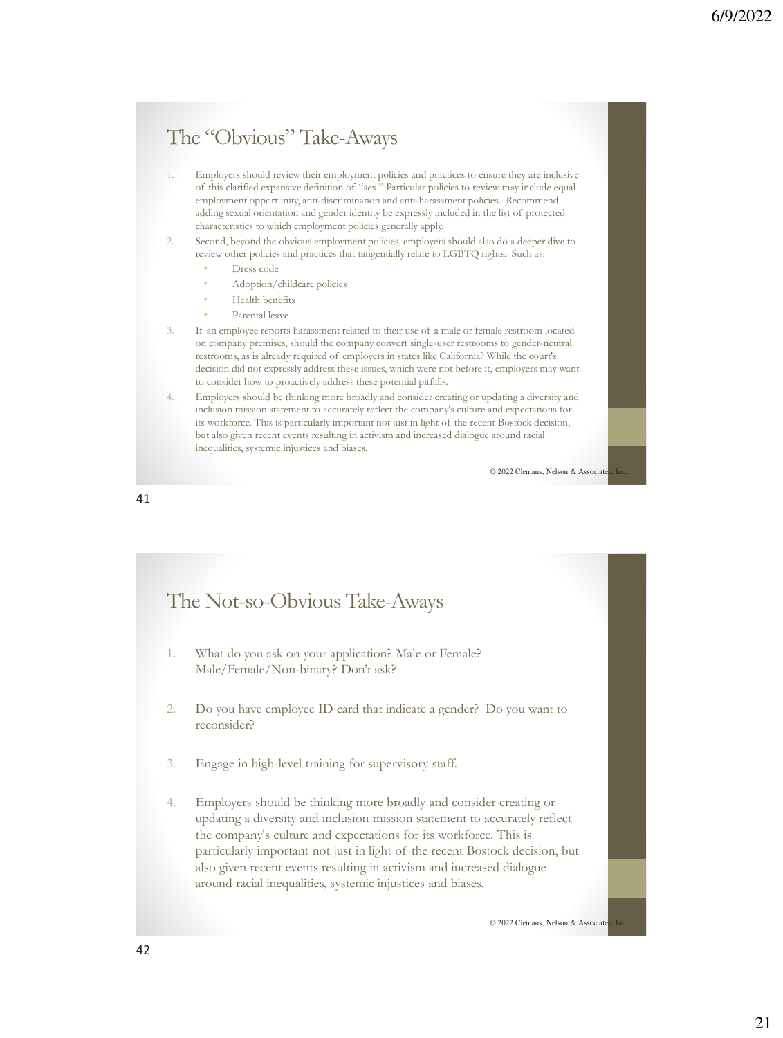## The "Obvious" Take-Aways

1. Employers should review their employment policies and practices to ensure they are inclusive of this clarified expansive definition of "sex." Particular policies to review may include equal employment opportunity, anti-discrimination and anti-harassment policies. Recommend adding sexual orientation and gender identity be expressly included in the list of protected characteristics to which employment policies generally apply.
2. Second, beyond the obvious employment policies, employers should also do a deeper dive to review other policies and practices that tangentially relate to LGBTQ rights. Such as:
   - Dress code
   - Adoption/childcare policies
   - Health benefits
   - Parental leave
3. If an employee reports harassment related to their use of a male or female restroom located on company premises, should the company convert single-user restrooms to gender-neutral restrooms, as is already required of employers in states like California? While the court's decision did not expressly address these issues, which were not before it, employers may want to consider how to proactively address these potential pitfalls.
4. Employers should be thinking more broadly and consider creating or updating a diversity and inclusion mission statement to accurately reflect the company's culture and expectations for its workforce. This is particularly important not just in light of the recent Bostock decision, but also given recent events resulting in activism and increased dialogue around racial inequalities, systemic injustices and biases.

© 2022 Clemans, Nelson & Associates, Inc.

41

## The Not-so-Obvious Take-Aways

1. What do you ask on your application? Male or Female? Male/Female/Non-binary? Don't ask?
2. Do you have employee ID card that indicate a gender? Do you want to reconsider?
3. Engage in high-level training for supervisory staff.
4. Employers should be thinking more broadly and consider creating or updating a diversity and inclusion mission statement to accurately reflect the company's culture and expectations for its workforce. This is particularly important not just in light of the recent Bostock decision, but also given recent events resulting in activism and increased dialogue around racial inequalities, systemic injustices and biases.

© 2022 Clemans, Nelson & Associates, Inc.

42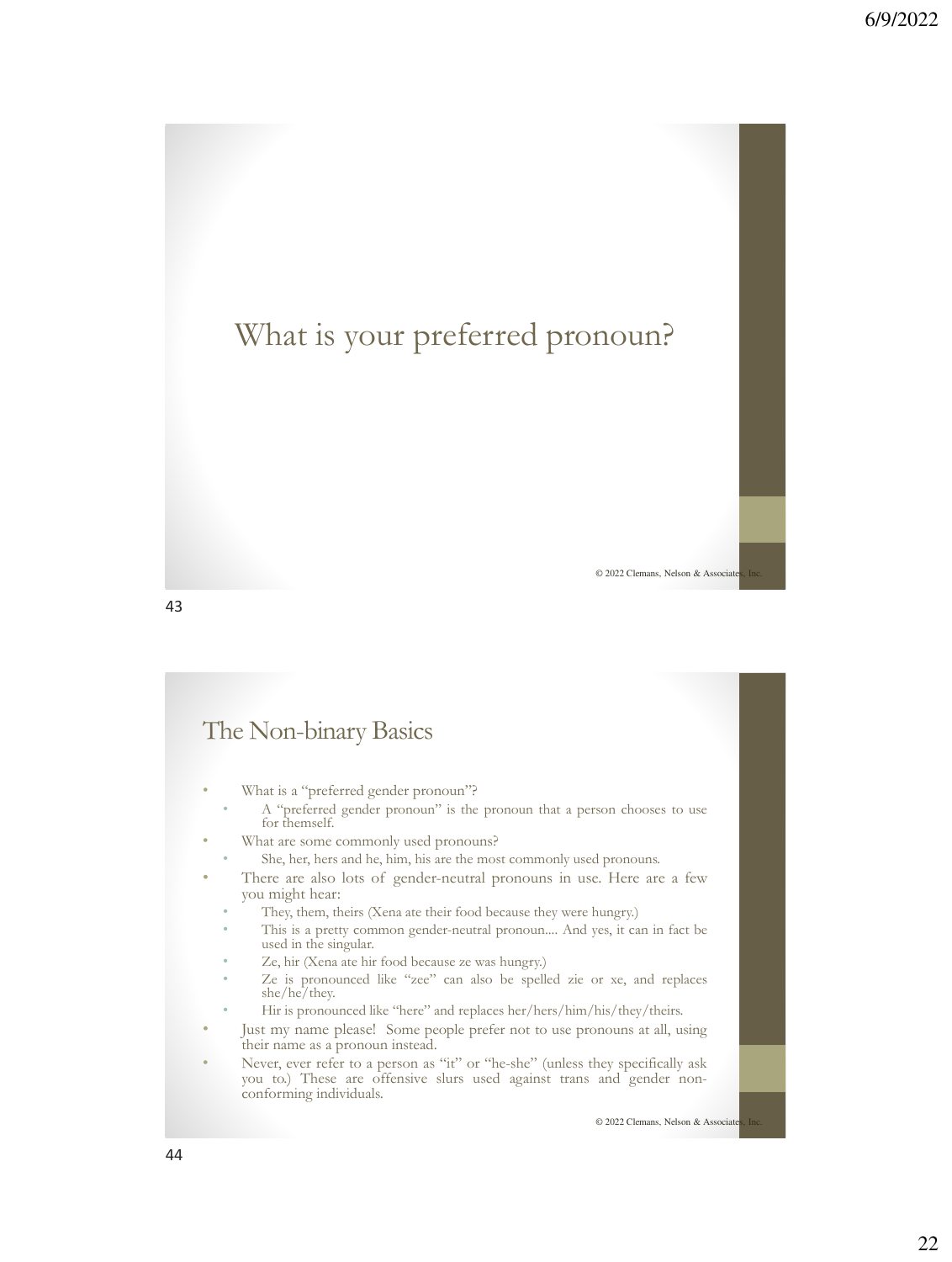# What is your preferred pronoun?

© 2022 Clemans, Nelson & Associates, Inc.

## The Non-binary Basics

- What is a "preferred gender pronoun"?
  - A "preferred gender pronoun" is the pronoun that a person chooses to use for themself.
- What are some commonly used pronouns?
  - She, her, hers and he, him, his are the most commonly used pronouns.
- There are also lots of gender-neutral pronouns in use. Here are a few you might hear:
  - They, them, theirs (Xena ate their food because they were hungry.)
  - This is a pretty common gender-neutral pronoun.... And yes, it can in fact be used in the singular.
  - Ze, hir (Xena ate hir food because ze was hungry.)
  - Ze is pronounced like "zee" can also be spelled zie or xe, and replaces she/he/they.
  - Hir is pronounced like "here" and replaces her/hers/him/his/they/theirs.
- Just my name please! Some people prefer not to use pronouns at all, using their name as a pronoun instead.
- Never, ever refer to a person as "it" or "he-she" (unless they specifically ask you to.) These are offensive slurs used against trans and gender non-conforming individuals.

© 2022 Clemans, Nelson & Associates, Inc.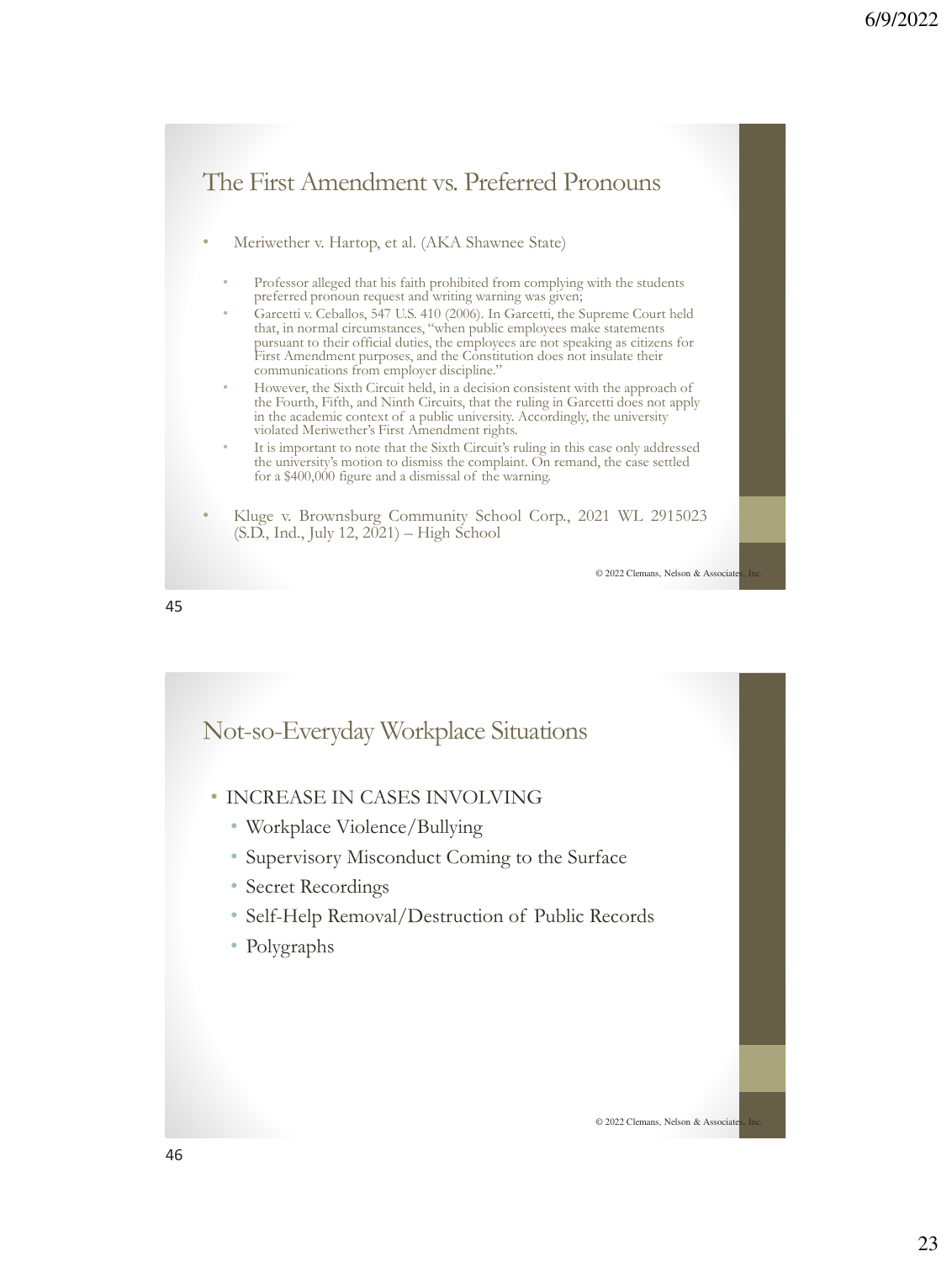## The First Amendment vs. Preferred Pronouns

- Meriwether v. Hartop, et al. (AKA Shawnee State)
  - Professor alleged that his faith prohibited from complying with the students preferred pronoun request and writing warning was given;
  - Garcetti v. Ceballos, 547 U.S. 410 (2006). In Garcetti, the Supreme Court held that, in normal circumstances, "when public employees make statements pursuant to their official duties, the employees are not speaking as citizens for First Amendment purposes, and the Constitution does not insulate their communications from employer discipline."
  - However, the Sixth Circuit held, in a decision consistent with the approach of the Fourth, Fifth, and Ninth Circuits, that the ruling in Garcetti does not apply in the academic context of a public university. Accordingly, the university violated Meriwether's First Amendment rights.
  - It is important to note that the Sixth Circuit's ruling in this case only addressed the university's motion to dismiss the complaint. On remand, the case settled for a $400,000 figure and a dismissal of the warning.
- Kluge v. Brownsburg Community School Corp., 2021 WL 2915023 (S.D., Ind., July 12, 2021) – High School

© 2022 Clemans, Nelson & Associates, Inc.

## Not-so-Everyday Workplace Situations

- INCREASE IN CASES INVOLVING
  - Workplace Violence/Bullying
  - Supervisory Misconduct Coming to the Surface
  - Secret Recordings
  - Self-Help Removal/Destruction of Public Records
  - Polygraphs

© 2022 Clemans, Nelson & Associates, Inc.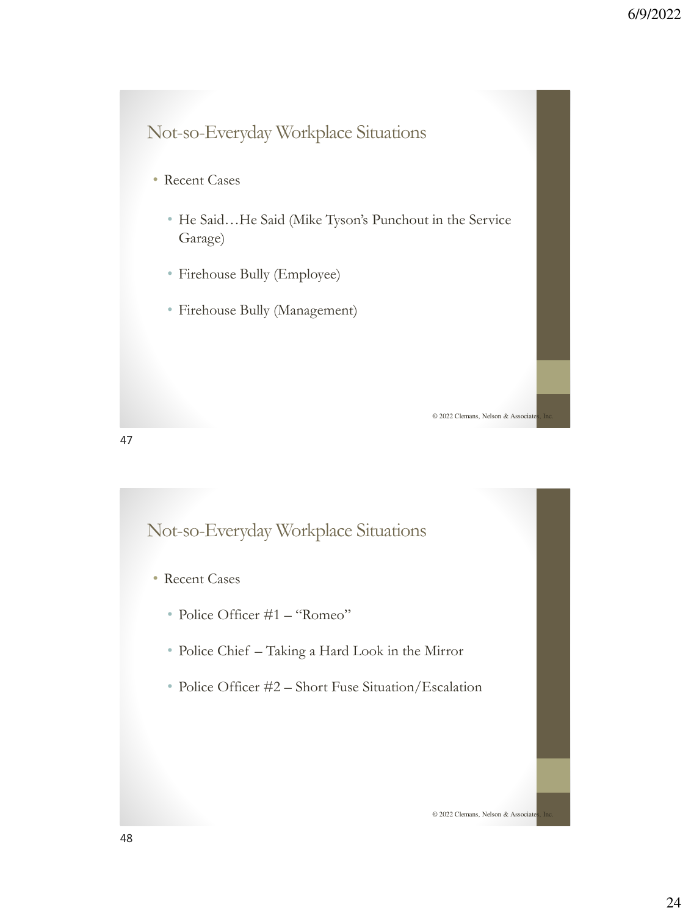## Not-so-Everyday Workplace Situations

- Recent Cases
  - He Said…He Said (Mike Tyson's Punchout in the Service Garage)
  - Firehouse Bully (Employee)
  - Firehouse Bully (Management)

© 2022 Clemans, Nelson & Associates, Inc.

## Not-so-Everyday Workplace Situations

- Recent Cases
  - Police Officer #1 – "Romeo"
  - Police Chief – Taking a Hard Look in the Mirror
  - Police Officer #2 – Short Fuse Situation/Escalation

© 2022 Clemans, Nelson & Associates, Inc.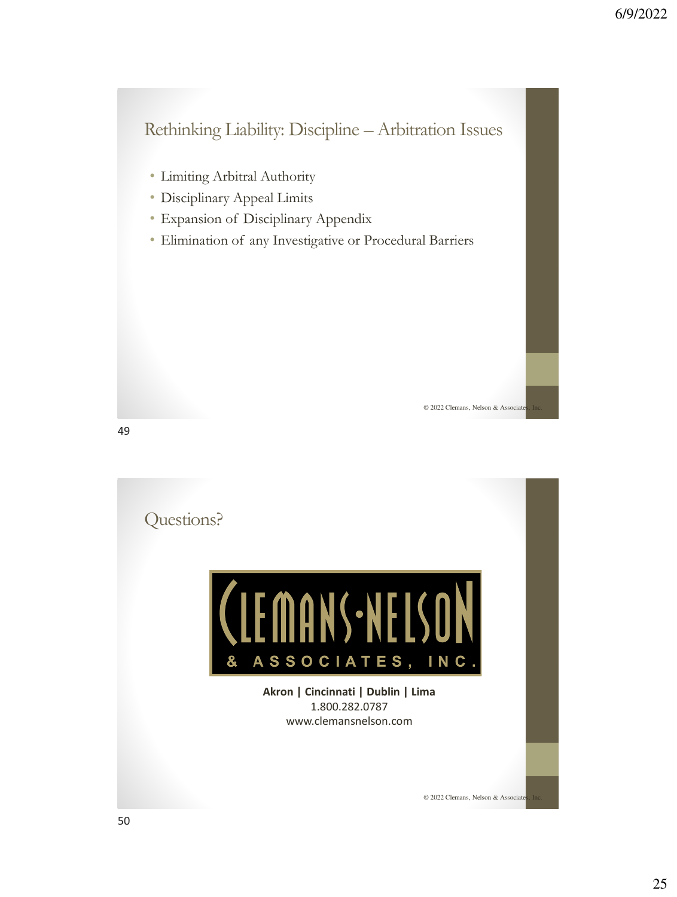## Rethinking Liability: Discipline – Arbitration Issues

- Limiting Arbitral Authority
- Disciplinary Appeal Limits
- Expansion of Disciplinary Appendix
- Elimination of any Investigative or Procedural Barriers

© 2022 Clemans, Nelson & Associates, Inc.

## Questions?

CLEMANS·NELSON & ASSOCIATES, INC.

**Akron | Cincinnati | Dublin | Lima**
1.800.282.0787
www.clemansnelson.com

© 2022 Clemans, Nelson & Associates, Inc.